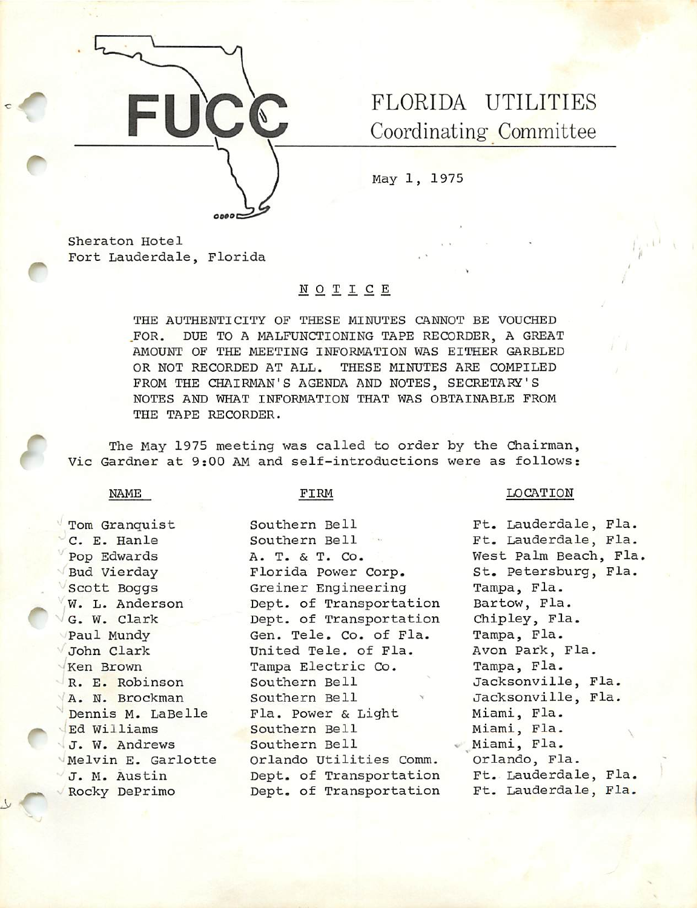# FUCC

## FLORIDA UTILITIES Coordinating Committee

May 1, 1975

Sheraton Hotel
Fort Lauderdale, Florida

## NOTICE

THE AUTHENTICITY OF THESE MINUTES CANNOT BE VOUCHED FOR. DUE TO A MALFUNCTIONING TAPE RECORDER, A GREAT AMOUNT OF THE MEETING INFORMATION WAS EITHER GARBLED OR NOT RECORDED AT ALL. THESE MINUTES ARE COMPILED FROM THE CHAIRMAN'S AGENDA AND NOTES, SECRETARY'S NOTES AND WHAT INFORMATION THAT WAS OBTAINABLE FROM THE TAPE RECORDER.

The May 1975 meeting was called to order by the Chairman, Vic Gardner at 9:00 AM and self-introductions were as follows:

| NAME | FIRM | LOCATION |
|---|---|---|
| Tom Granquist | Southern Bell | Ft. Lauderdale, Fla. |
| C. E. Hanle | Southern Bell | Ft. Lauderdale, Fla. |
| Pop Edwards | A. T. & T. Co. | West Palm Beach, Fla. |
| Bud Vierday | Florida Power Corp. | St. Petersburg, Fla. |
| Scott Boggs | Greiner Engineering | Tampa, Fla. |
| W. L. Anderson | Dept. of Transportation | Bartow, Fla. |
| G. W. Clark | Dept. of Transportation | Chipley, Fla. |
| Paul Mundy | Gen. Tele. Co. of Fla. | Tampa, Fla. |
| John Clark | United Tele. of Fla. | Avon Park, Fla. |
| Ken Brown | Tampa Electric Co. | Tampa, Fla. |
| R. E. Robinson | Southern Bell | Jacksonville, Fla. |
| A. N. Brockman | Southern Bell | Jacksonville, Fla. |
| Dennis M. LaBelle | Fla. Power & Light | Miami, Fla. |
| Ed Williams | Southern Bell | Miami, Fla. |
| J. W. Andrews | Southern Bell | Miami, Fla. |
| Melvin E. Garlotte | Orlando Utilities Comm. | Orlando, Fla. |
| J. M. Austin | Dept. of Transportation | Ft. Lauderdale, Fla. |
| Rocky DePrimo | Dept. of Transportation | Ft. Lauderdale, Fla. |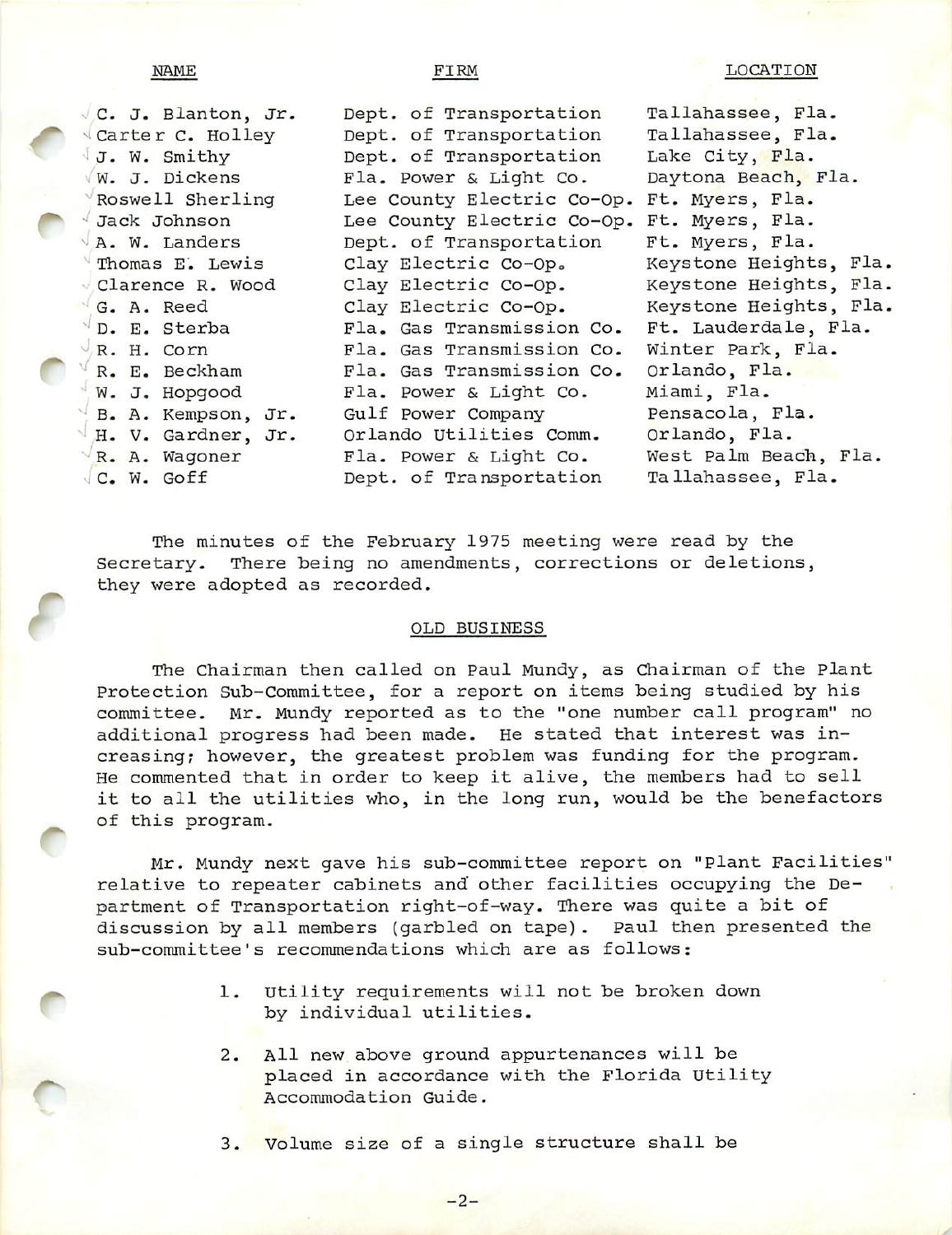| NAME | FIRM | LOCATION |
|---|---|---|
| C. J. Blanton, Jr. | Dept. of Transportation | Tallahassee, Fla. |
| Carter C. Holley | Dept. of Transportation | Tallahassee, Fla. |
| J. W. Smithy | Dept. of Transportation | Lake City, Fla. |
| W. J. Dickens | Fla. Power & Light Co. | Daytona Beach, Fla. |
| Roswell Sherling | Lee County Electric Co-Op. | Ft. Myers, Fla. |
| Jack Johnson | Lee County Electric Co-Op. | Ft. Myers, Fla. |
| A. W. Landers | Dept. of Transportation | Ft. Myers, Fla. |
| Thomas E. Lewis | Clay Electric Co-Op. | Keystone Heights, Fla. |
| Clarence R. Wood | Clay Electric Co-Op. | Keystone Heights, Fla. |
| G. A. Reed | Clay Electric Co-Op. | Keystone Heights, Fla. |
| D. E. Sterba | Fla. Gas Transmission Co. | Ft. Lauderdale, Fla. |
| R. H. Corn | Fla. Gas Transmission Co. | Winter Park, Fla. |
| R. E. Beckham | Fla. Gas Transmission Co. | Orlando, Fla. |
| W. J. Hopgood | Fla. Power & Light Co. | Miami, Fla. |
| B. A. Kempson, Jr. | Gulf Power Company | Pensacola, Fla. |
| H. V. Gardner, Jr. | Orlando Utilities Comm. | Orlando, Fla. |
| R. A. Wagoner | Fla. Power & Light Co. | West Palm Beach, Fla. |
| C. W. Goff | Dept. of Transportation | Tallahassee, Fla. |

The minutes of the February 1975 meeting were read by the Secretary. There being no amendments, corrections or deletions, they were adopted as recorded.

## OLD BUSINESS

The Chairman then called on Paul Mundy, as Chairman of the Plant Protection Sub-Committee, for a report on items being studied by his committee. Mr. Mundy reported as to the "one number call program" no additional progress had been made. He stated that interest was increasing; however, the greatest problem was funding for the program. He commented that in order to keep it alive, the members had to sell it to all the utilities who, in the long run, would be the benefactors of this program.

Mr. Mundy next gave his sub-committee report on "Plant Facilities" relative to repeater cabinets and other facilities occupying the Department of Transportation right-of-way. There was quite a bit of discussion by all members (garbled on tape). Paul then presented the sub-committee's recommendations which are as follows:

1. Utility requirements will not be broken down by individual utilities.

2. All new above ground appurtenances will be placed in accordance with the Florida Utility Accommodation Guide.

3. Volume size of a single structure shall be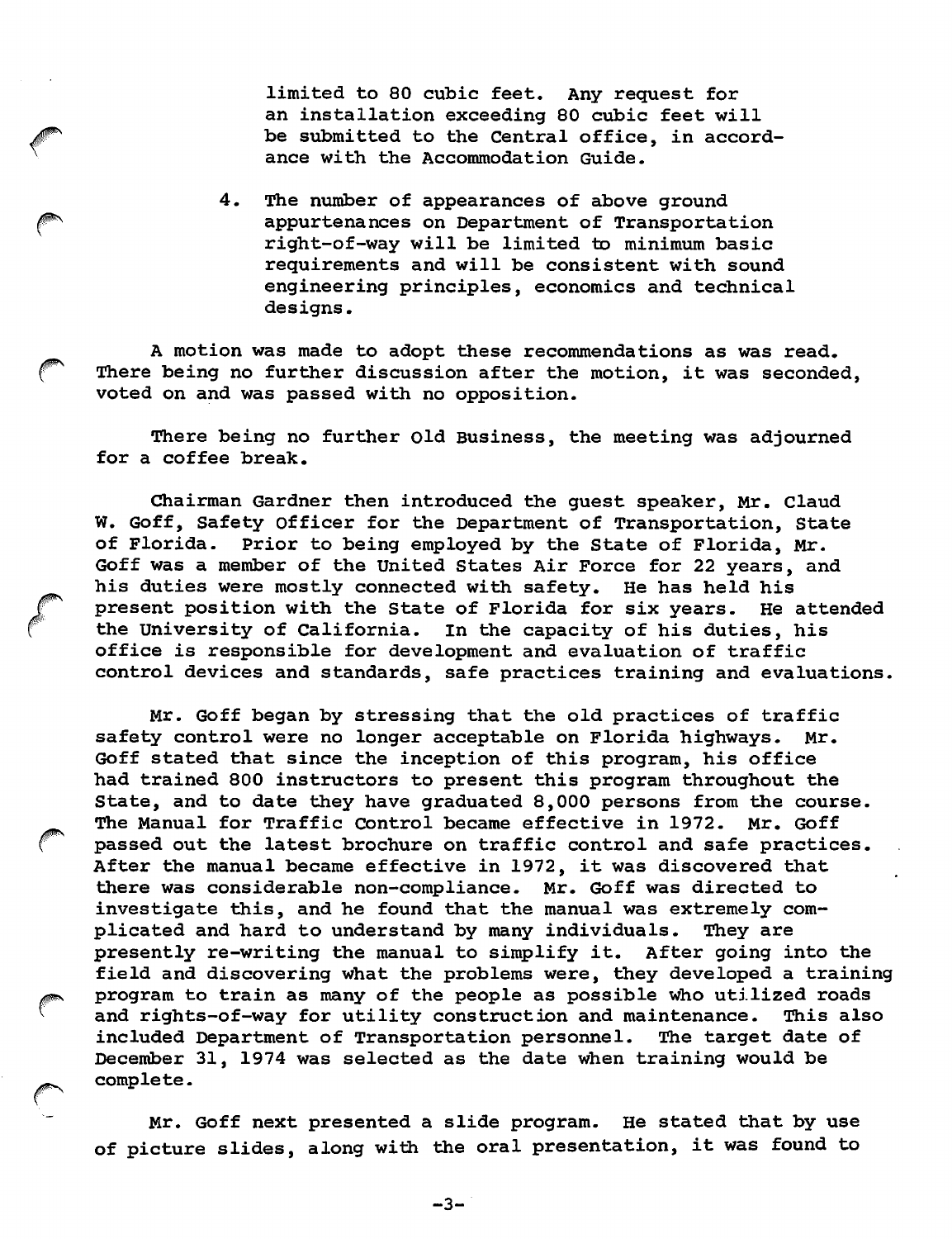limited to 80 cubic feet. Any request for an installation exceeding 80 cubic feet will be submitted to the Central office, in accordance with the Accommodation Guide.

4. The number of appearances of above ground appurtenances on Department of Transportation right-of-way will be limited to minimum basic requirements and will be consistent with sound engineering principles, economics and technical designs.

A motion was made to adopt these recommendations as was read. There being no further discussion after the motion, it was seconded, voted on and was passed with no opposition.

There being no further Old Business, the meeting was adjourned for a coffee break.

Chairman Gardner then introduced the guest speaker, Mr. Claud W. Goff, Safety Officer for the Department of Transportation, State of Florida. Prior to being employed by the State of Florida, Mr. Goff was a member of the United States Air Force for 22 years, and his duties were mostly connected with safety. He has held his present position with the State of Florida for six years. He attended the University of California. In the capacity of his duties, his office is responsible for development and evaluation of traffic control devices and standards, safe practices training and evaluations.

Mr. Goff began by stressing that the old practices of traffic safety control were no longer acceptable on Florida highways. Mr. Goff stated that since the inception of this program, his office had trained 800 instructors to present this program throughout the State, and to date they have graduated 8,000 persons from the course. The Manual for Traffic Control became effective in 1972. Mr. Goff passed out the latest brochure on traffic control and safe practices. After the manual became effective in 1972, it was discovered that there was considerable non-compliance. Mr. Goff was directed to investigate this, and he found that the manual was extremely complicated and hard to understand by many individuals. They are presently re-writing the manual to simplify it. After going into the field and discovering what the problems were, they developed a training program to train as many of the people as possible who utilized roads and rights-of-way for utility construction and maintenance. This also included Department of Transportation personnel. The target date of December 31, 1974 was selected as the date when training would be complete.

Mr. Goff next presented a slide program. He stated that by use of picture slides, along with the oral presentation, it was found to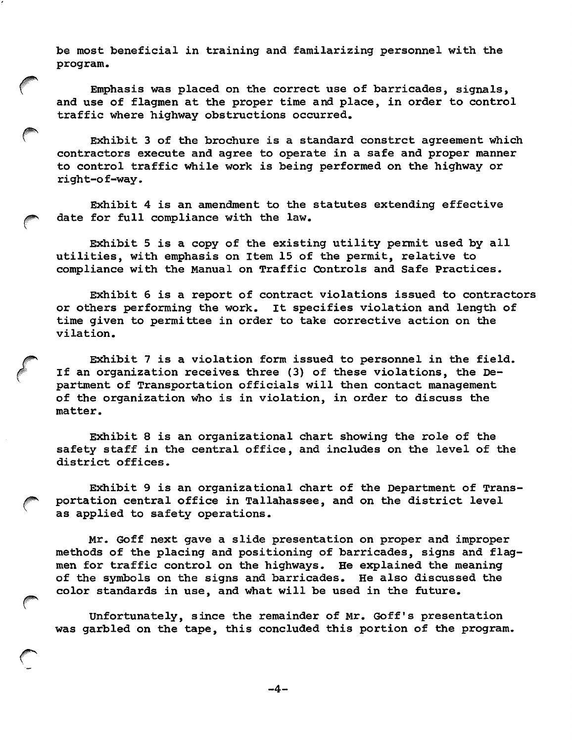be most beneficial in training and familarizing personnel with the program.

Emphasis was placed on the correct use of barricades, signals, and use of flagmen at the proper time and place, in order to control traffic where highway obstructions occurred.

Exhibit 3 of the brochure is a standard constrct agreement which contractors execute and agree to operate in a safe and proper manner to control traffic while work is being performed on the highway or right-of-way.

Exhibit 4 is an amendment to the statutes extending effective date for full compliance with the law.

Exhibit 5 is a copy of the existing utility permit used by all utilities, with emphasis on Item 15 of the permit, relative to compliance with the Manual on Traffic Controls and Safe Practices.

Exhibit 6 is a report of contract violations issued to contractors or others performing the work. It specifies violation and length of time given to permittee in order to take corrective action on the vilation.

Exhibit 7 is a violation form issued to personnel in the field. If an organization receives three (3) of these violations, the Department of Transportation officials will then contact management of the organization who is in violation, in order to discuss the matter.

Exhibit 8 is an organizational chart showing the role of the safety staff in the central office, and includes on the level of the district offices.

Exhibit 9 is an organizational chart of the Department of Transportation central office in Tallahassee, and on the district level as applied to safety operations.

Mr. Goff next gave a slide presentation on proper and improper methods of the placing and positioning of barricades, signs and flagmen for traffic control on the highways. He explained the meaning of the symbols on the signs and barricades. He also discussed the color standards in use, and what will be used in the future.

Unfortunately, since the remainder of Mr. Goff's presentation was garbled on the tape, this concluded this portion of the program.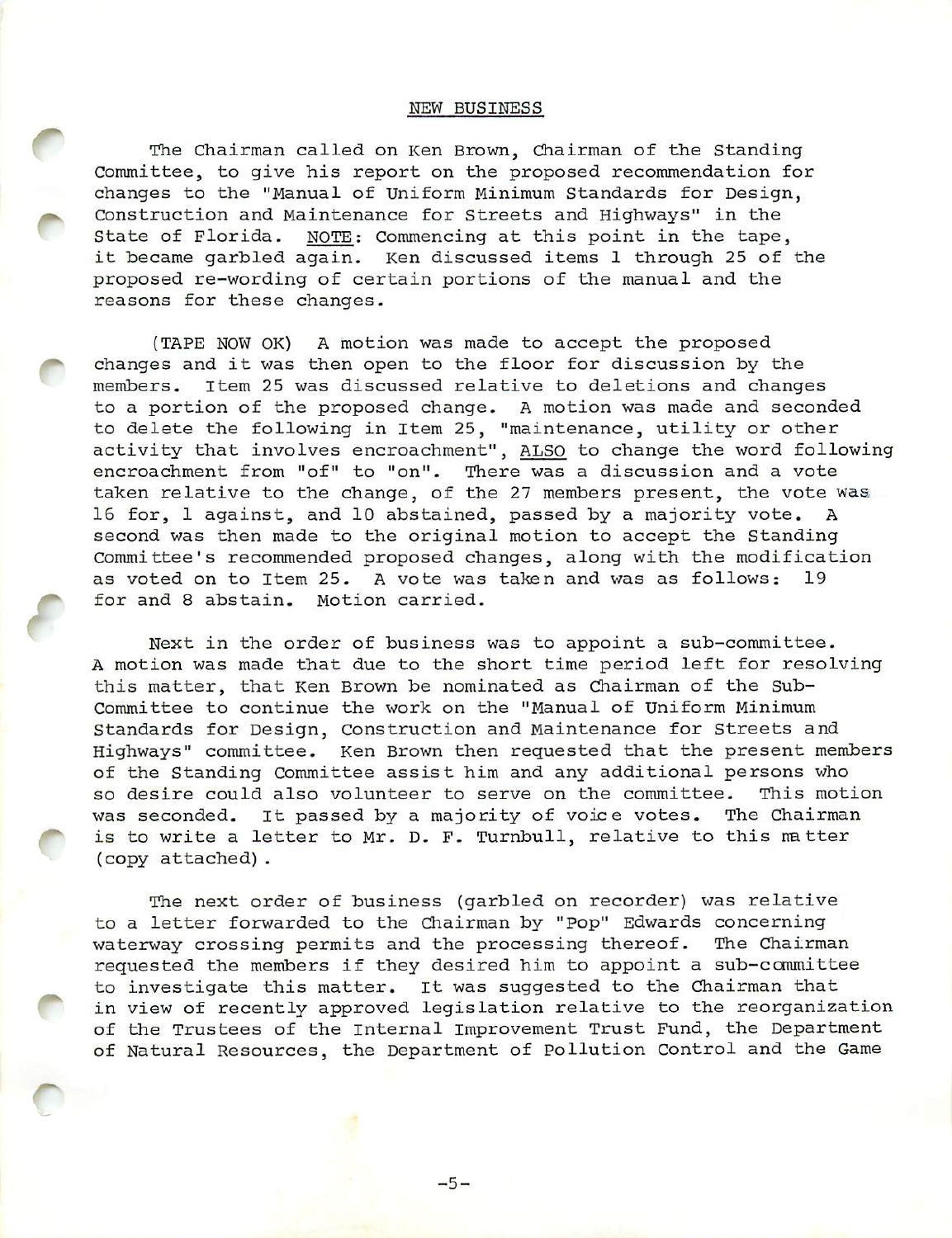## NEW BUSINESS

The Chairman called on Ken Brown, Chairman of the Standing Committee, to give his report on the proposed recommendation for changes to the "Manual of Uniform Minimum Standards for Design, Construction and Maintenance for Streets and Highways" in the State of Florida. NOTE: Commencing at this point in the tape, it became garbled again. Ken discussed items 1 through 25 of the proposed re-wording of certain portions of the manual and the reasons for these changes.

(TAPE NOW OK) A motion was made to accept the proposed changes and it was then open to the floor for discussion by the members. Item 25 was discussed relative to deletions and changes to a portion of the proposed change. A motion was made and seconded to delete the following in Item 25, "maintenance, utility or other activity that involves encroachment", ALSO to change the word following encroachment from "of" to "on". There was a discussion and a vote taken relative to the change, of the 27 members present, the vote was 16 for, 1 against, and 10 abstained, passed by a majority vote. A second was then made to the original motion to accept the Standing Committee's recommended proposed changes, along with the modification as voted on to Item 25. A vote was taken and was as follows: 19 for and 8 abstain. Motion carried.

Next in the order of business was to appoint a sub-committee. A motion was made that due to the short time period left for resolving this matter, that Ken Brown be nominated as Chairman of the Sub-Committee to continue the work on the "Manual of Uniform Minimum Standards for Design, Construction and Maintenance for Streets and Highways" committee. Ken Brown then requested that the present members of the Standing Committee assist him and any additional persons who so desire could also volunteer to serve on the committee. This motion was seconded. It passed by a majority of voice votes. The Chairman is to write a letter to Mr. D. F. Turnbull, relative to this matter (copy attached).

The next order of business (garbled on recorder) was relative to a letter forwarded to the Chairman by "Pop" Edwards concerning waterway crossing permits and the processing thereof. The Chairman requested the members if they desired him to appoint a sub-committee to investigate this matter. It was suggested to the Chairman that in view of recently approved legislation relative to the reorganization of the Trustees of the Internal Improvement Trust Fund, the Department of Natural Resources, the Department of Pollution Control and the Game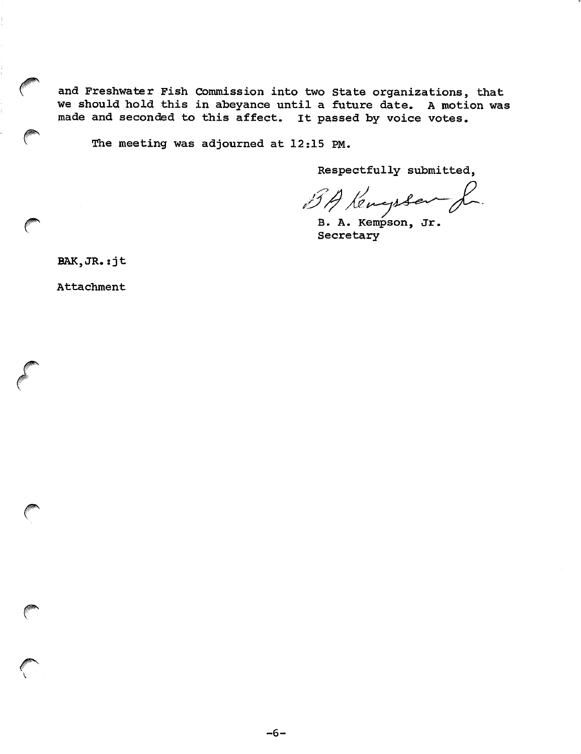and Freshwater Fish Commission into two State organizations, that we should hold this in abeyance until a future date. A motion was made and seconded to this affect. It passed by voice votes.

The meeting was adjourned at 12:15 PM.

Respectfully submitted,

B. A. Kempson, Jr.
Secretary

BAK,JR.:jt

Attachment